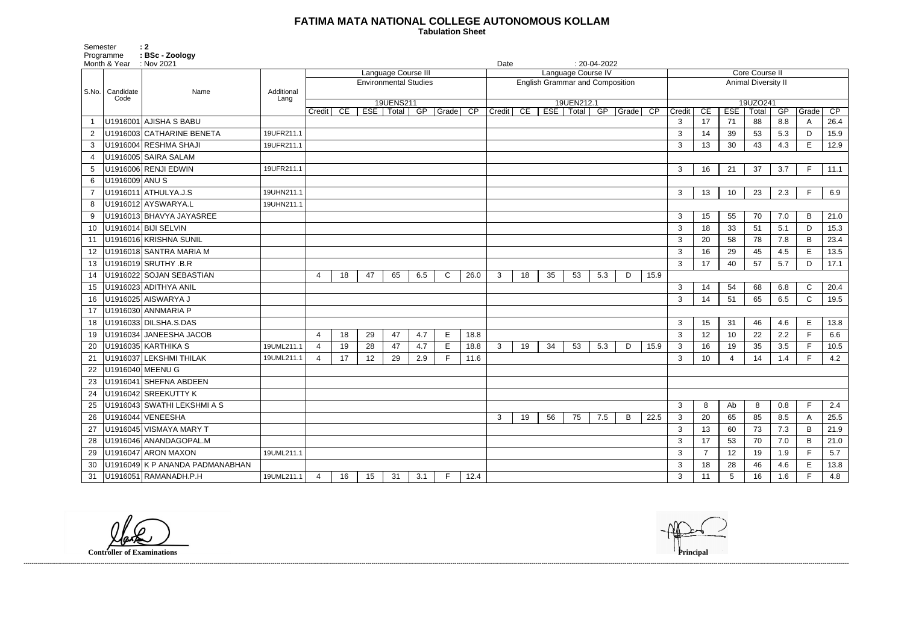# FATIMA MATA NATIONAL COLLEGE AUTONOMOUS KOLLAM

**Tabulation Sheet**

Semester : 2
Programme : BSc - Zoology
Month & Year : Nov 2021
Date : 20-04-2022

| S.No. | Candidate Code | Name | Additional Lang | Language Course III | | | | | | | Language Course IV | | | | | | | Core Course II | | | | | | |
|---|---|---|---|---|---|---|---|---|---|---|---|---|---|---|---|---|---|---|---|---|---|---|---|---|
| | | | | Environmental Studies | | | | | | | English Grammar and Composition | | | | | | | Animal Diversity II | | | | | | |
| | | | | 19UENS211 | | | | | | | 19UEN212.1 | | | | | | | 19UZO241 | | | | | | |
| | | | | Credit | CE | ESE | Total | GP | Grade | CP | Credit | CE | ESE | Total | GP | Grade | CP | Credit | CE | ESE | Total | GP | Grade | CP |
| 1 | U1916001 | AJISHA S BABU | | | | | | | | | | | | | | | | 3 | 17 | 71 | 88 | 8.8 | A | 26.4 |
| 2 | U1916003 | CATHARINE BENETA | 19UFR211.1 | | | | | | | | | | | | | | | 3 | 14 | 39 | 53 | 5.3 | D | 15.9 |
| 3 | U1916004 | RESHMA SHAJI | 19UFR211.1 | | | | | | | | | | | | | | | 3 | 13 | 30 | 43 | 4.3 | E | 12.9 |
| 4 | U1916005 | SAIRA SALAM | | | | | | | | | | | | | | | | | | | | | | |
| 5 | U1916006 | RENJI EDWIN | 19UFR211.1 | | | | | | | | | | | | | | | 3 | 16 | 21 | 37 | 3.7 | F | 11.1 |
| 6 | U1916009 | ANU S | | | | | | | | | | | | | | | | | | | | | | |
| 7 | U1916011 | ATHULYA.J.S | 19UHN211.1 | | | | | | | | | | | | | | | 3 | 13 | 10 | 23 | 2.3 | F | 6.9 |
| 8 | U1916012 | AYSWARYA.L | 19UHN211.1 | | | | | | | | | | | | | | | | | | | | | |
| 9 | U1916013 | BHAVYA JAYASREE | | | | | | | | | | | | | | | | 3 | 15 | 55 | 70 | 7.0 | B | 21.0 |
| 10 | U1916014 | BIJI SELVIN | | | | | | | | | | | | | | | | 3 | 18 | 33 | 51 | 5.1 | D | 15.3 |
| 11 | U1916016 | KRISHNA SUNIL | | | | | | | | | | | | | | | | 3 | 20 | 58 | 78 | 7.8 | B | 23.4 |
| 12 | U1916018 | SANTRA MARIA M | | | | | | | | | | | | | | | | 3 | 16 | 29 | 45 | 4.5 | E | 13.5 |
| 13 | U1916019 | SRUTHY .B.R | | | | | | | | | | | | | | | | 3 | 17 | 40 | 57 | 5.7 | D | 17.1 |
| 14 | U1916022 | SOJAN SEBASTIAN | | 4 | 18 | 47 | 65 | 6.5 | C | 26.0 | 3 | 18 | 35 | 53 | 5.3 | D | 15.9 | | | | | | | |
| 15 | U1916023 | ADITHYA ANIL | | | | | | | | | | | | | | | | 3 | 14 | 54 | 68 | 6.8 | C | 20.4 |
| 16 | U1916025 | AISWARYA J | | | | | | | | | | | | | | | | 3 | 14 | 51 | 65 | 6.5 | C | 19.5 |
| 17 | U1916030 | ANNMARIA P | | | | | | | | | | | | | | | | | | | | | | |
| 18 | U1916033 | DILSHA.S.DAS | | | | | | | | | | | | | | | | 3 | 15 | 31 | 46 | 4.6 | E | 13.8 |
| 19 | U1916034 | JANEESHA JACOB | | 4 | 18 | 29 | 47 | 4.7 | E | 18.8 | | | | | | | | 3 | 12 | 10 | 22 | 2.2 | F | 6.6 |
| 20 | U1916035 | KARTHIKA S | 19UML211.1 | 4 | 19 | 28 | 47 | 4.7 | E | 18.8 | 3 | 19 | 34 | 53 | 5.3 | D | 15.9 | 3 | 16 | 19 | 35 | 3.5 | F | 10.5 |
| 21 | U1916037 | LEKSHMI THILAK | 19UML211.1 | 4 | 17 | 12 | 29 | 2.9 | F | 11.6 | | | | | | | | 3 | 10 | 4 | 14 | 1.4 | F | 4.2 |
| 22 | U1916040 | MEENU G | | | | | | | | | | | | | | | | | | | | | | |
| 23 | U1916041 | SHEFNA ABDEEN | | | | | | | | | | | | | | | | | | | | | | |
| 24 | U1916042 | SREEKUTTY K | | | | | | | | | | | | | | | | | | | | | | |
| 25 | U1916043 | SWATHI LEKSHMI A S | | | | | | | | | | | | | | | | 3 | 8 | Ab | 8 | 0.8 | F | 2.4 |
| 26 | U1916044 | VENEESHA | | | | | | | | | 3 | 19 | 56 | 75 | 7.5 | B | 22.5 | 3 | 20 | 65 | 85 | 8.5 | A | 25.5 |
| 27 | U1916045 | VISMAYA MARY T | | | | | | | | | | | | | | | | 3 | 13 | 60 | 73 | 7.3 | B | 21.9 |
| 28 | U1916046 | ANANDAGOPAL.M | | | | | | | | | | | | | | | | 3 | 17 | 53 | 70 | 7.0 | B | 21.0 |
| 29 | U1916047 | ARON MAXON | 19UML211.1 | | | | | | | | | | | | | | | 3 | 7 | 12 | 19 | 1.9 | F | 5.7 |
| 30 | U1916049 | K P ANANDA PADMANABHAN | | | | | | | | | | | | | | | | 3 | 18 | 28 | 46 | 4.6 | E | 13.8 |
| 31 | U1916051 | RAMANADH.P.H | 19UML211.1 | 4 | 16 | 15 | 31 | 3.1 | F | 12.4 | | | | | | | | 3 | 11 | 5 | 16 | 1.6 | F | 4.8 |

Controller of Examinations

Principal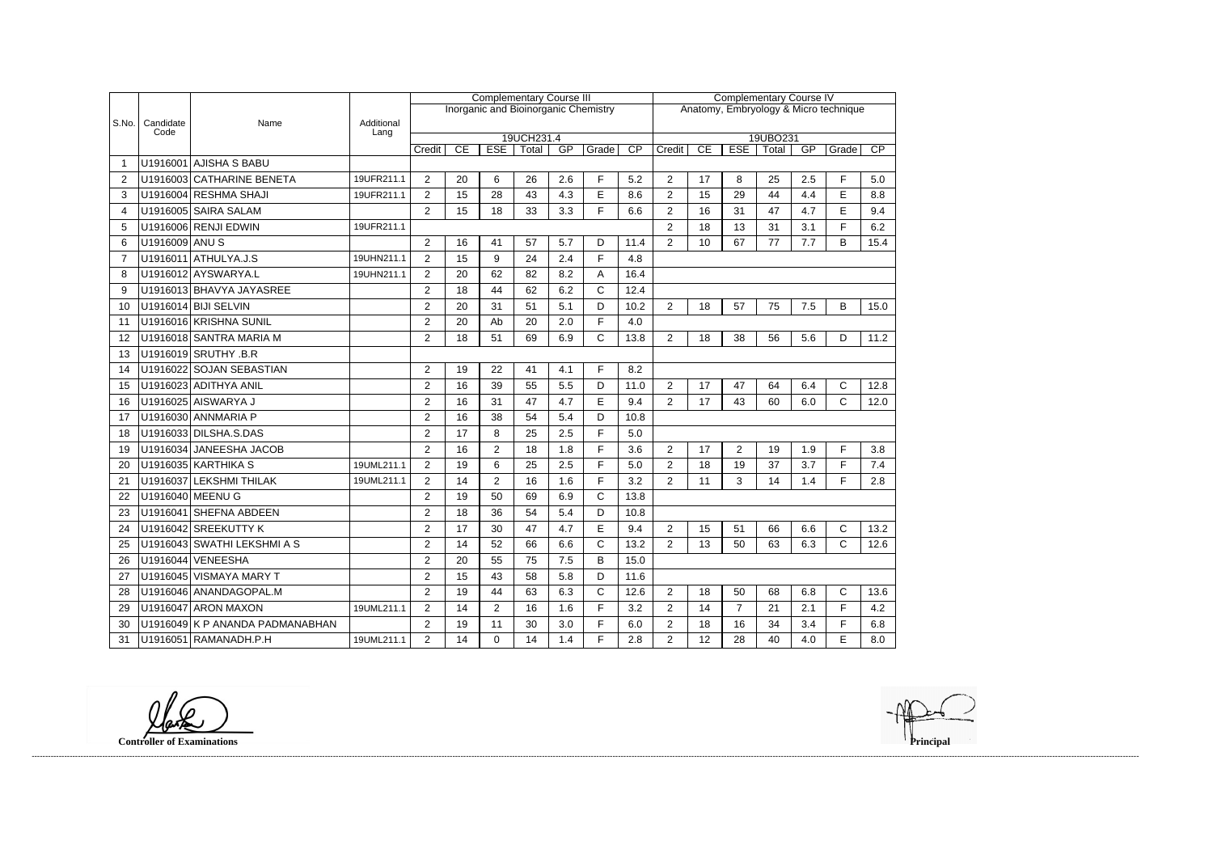| S.No. | Candidate Code | Name | Additional Lang | Complementary Course III | | | | | | | Complementary Course IV | | | | | | |
|---|---|---|---|---|---|---|---|---|---|---|---|---|---|---|---|---|---|
| | | | | Inorganic and Bioinorganic Chemistry | | | | | | | Anatomy, Embryology & Micro technique | | | | | | |
| | | | | 19UCH231.4 | | | | | | | 19UBO231 | | | | | | |
| | | | | Credit | CE | ESE | Total | GP | Grade | CP | Credit | CE | ESE | Total | GP | Grade | CP |
| 1 | U1916001 | AJISHA S BABU | | | | | | | | | | | | | | | |
| 2 | U1916003 | CATHARINE BENETA | 19UFR211.1 | 2 | 20 | 6 | 26 | 2.6 | F | 5.2 | 2 | 17 | 8 | 25 | 2.5 | F | 5.0 |
| 3 | U1916004 | RESHMA SHAJI | 19UFR211.1 | 2 | 15 | 28 | 43 | 4.3 | E | 8.6 | 2 | 15 | 29 | 44 | 4.4 | E | 8.8 |
| 4 | U1916005 | SAIRA SALAM | | 2 | 15 | 18 | 33 | 3.3 | F | 6.6 | 2 | 16 | 31 | 47 | 4.7 | E | 9.4 |
| 5 | U1916006 | RENJI EDWIN | 19UFR211.1 | | | | | | | | 2 | 18 | 13 | 31 | 3.1 | F | 6.2 |
| 6 | U1916009 | ANU S | | 2 | 16 | 41 | 57 | 5.7 | D | 11.4 | 2 | 10 | 67 | 77 | 7.7 | B | 15.4 |
| 7 | U1916011 | ATHULYA.J.S | 19UHN211.1 | 2 | 15 | 9 | 24 | 2.4 | F | 4.8 | | | | | | | |
| 8 | U1916012 | AYSWARYA.L | 19UHN211.1 | 2 | 20 | 62 | 82 | 8.2 | A | 16.4 | | | | | | | |
| 9 | U1916013 | BHAVYA JAYASREE | | 2 | 18 | 44 | 62 | 6.2 | C | 12.4 | | | | | | | |
| 10 | U1916014 | BIJI SELVIN | | 2 | 20 | 31 | 51 | 5.1 | D | 10.2 | 2 | 18 | 57 | 75 | 7.5 | B | 15.0 |
| 11 | U1916016 | KRISHNA SUNIL | | 2 | 20 | Ab | 20 | 2.0 | F | 4.0 | | | | | | | |
| 12 | U1916018 | SANTRA MARIA M | | 2 | 18 | 51 | 69 | 6.9 | C | 13.8 | 2 | 18 | 38 | 56 | 5.6 | D | 11.2 |
| 13 | U1916019 | SRUTHY .B.R | | | | | | | | | | | | | | | |
| 14 | U1916022 | SOJAN SEBASTIAN | | 2 | 19 | 22 | 41 | 4.1 | F | 8.2 | | | | | | | |
| 15 | U1916023 | ADITHYA ANIL | | 2 | 16 | 39 | 55 | 5.5 | D | 11.0 | 2 | 17 | 47 | 64 | 6.4 | C | 12.8 |
| 16 | U1916025 | AISWARYA J | | 2 | 16 | 31 | 47 | 4.7 | E | 9.4 | 2 | 17 | 43 | 60 | 6.0 | C | 12.0 |
| 17 | U1916030 | ANNMARIA P | | 2 | 16 | 38 | 54 | 5.4 | D | 10.8 | | | | | | | |
| 18 | U1916033 | DILSHA.S.DAS | | 2 | 17 | 8 | 25 | 2.5 | F | 5.0 | | | | | | | |
| 19 | U1916034 | JANEESHA JACOB | | 2 | 16 | 2 | 18 | 1.8 | F | 3.6 | 2 | 17 | 2 | 19 | 1.9 | F | 3.8 |
| 20 | U1916035 | KARTHIKA S | 19UML211.1 | 2 | 19 | 6 | 25 | 2.5 | F | 5.0 | 2 | 18 | 19 | 37 | 3.7 | F | 7.4 |
| 21 | U1916037 | LEKSHMI THILAK | 19UML211.1 | 2 | 14 | 2 | 16 | 1.6 | F | 3.2 | 2 | 11 | 3 | 14 | 1.4 | F | 2.8 |
| 22 | U1916040 | MEENU G | | 2 | 19 | 50 | 69 | 6.9 | C | 13.8 | | | | | | | |
| 23 | U1916041 | SHEFNA ABDEEN | | 2 | 18 | 36 | 54 | 5.4 | D | 10.8 | | | | | | | |
| 24 | U1916042 | SREEKUTTY K | | 2 | 17 | 30 | 47 | 4.7 | E | 9.4 | 2 | 15 | 51 | 66 | 6.6 | C | 13.2 |
| 25 | U1916043 | SWATHI LEKSHMI A S | | 2 | 14 | 52 | 66 | 6.6 | C | 13.2 | 2 | 13 | 50 | 63 | 6.3 | C | 12.6 |
| 26 | U1916044 | VENEESHA | | 2 | 20 | 55 | 75 | 7.5 | B | 15.0 | | | | | | | |
| 27 | U1916045 | VISMAYA MARY T | | 2 | 15 | 43 | 58 | 5.8 | D | 11.6 | | | | | | | |
| 28 | U1916046 | ANANDAGOPAL.M | | 2 | 19 | 44 | 63 | 6.3 | C | 12.6 | 2 | 18 | 50 | 68 | 6.8 | C | 13.6 |
| 29 | U1916047 | ARON MAXON | 19UML211.1 | 2 | 14 | 2 | 16 | 1.6 | F | 3.2 | 2 | 14 | 7 | 21 | 2.1 | F | 4.2 |
| 30 | U1916049 | K P ANANDA PADMANABHAN | | 2 | 19 | 11 | 30 | 3.0 | F | 6.0 | 2 | 18 | 16 | 34 | 3.4 | F | 6.8 |
| 31 | U1916051 | RAMANADH.P.H | 19UML211.1 | 2 | 14 | 0 | 14 | 1.4 | F | 2.8 | 2 | 12 | 28 | 40 | 4.0 | E | 8.0 |

**Controller of Examinations**

**Principal**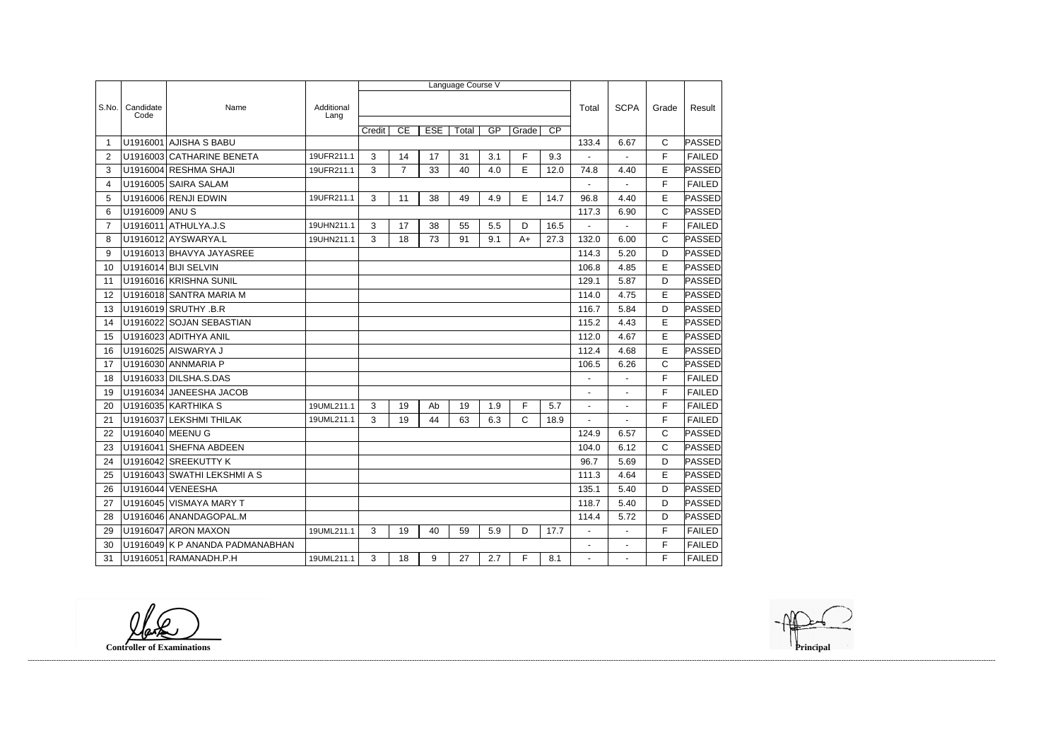| S.No. | Candidate Code | Name | Additional Lang | Language Course V | | | | | | | Total | SCPA | Grade | Result |
|---|---|---|---|---|---|---|---|---|---|---|---|---|---|---|
| | | | | Credit | CE | ESE | Total | GP | Grade | CP | | | | |
| 1 | U1916001 | AJISHA S BABU | | | | | | | | | 133.4 | 6.67 | C | PASSED |
| 2 | U1916003 | CATHARINE BENETA | 19UFR211.1 | 3 | 14 | 17 | 31 | 3.1 | F | 9.3 | - | - | F | FAILED |
| 3 | U1916004 | RESHMA SHAJI | 19UFR211.1 | 3 | 7 | 33 | 40 | 4.0 | E | 12.0 | 74.8 | 4.40 | E | PASSED |
| 4 | U1916005 | SAIRA SALAM | | | | | | | | | - | - | F | FAILED |
| 5 | U1916006 | RENJI EDWIN | 19UFR211.1 | 3 | 11 | 38 | 49 | 4.9 | E | 14.7 | 96.8 | 4.40 | E | PASSED |
| 6 | U1916009 | ANU S | | | | | | | | | 117.3 | 6.90 | C | PASSED |
| 7 | U1916011 | ATHULYA.J.S | 19UHN211.1 | 3 | 17 | 38 | 55 | 5.5 | D | 16.5 | - | - | F | FAILED |
| 8 | U1916012 | AYSWARYA.L | 19UHN211.1 | 3 | 18 | 73 | 91 | 9.1 | A+ | 27.3 | 132.0 | 6.00 | C | PASSED |
| 9 | U1916013 | BHAVYA JAYASREE | | | | | | | | | 114.3 | 5.20 | D | PASSED |
| 10 | U1916014 | BIJI SELVIN | | | | | | | | | 106.8 | 4.85 | E | PASSED |
| 11 | U1916016 | KRISHNA SUNIL | | | | | | | | | 129.1 | 5.87 | D | PASSED |
| 12 | U1916018 | SANTRA MARIA M | | | | | | | | | 114.0 | 4.75 | E | PASSED |
| 13 | U1916019 | SRUTHY .B.R | | | | | | | | | 116.7 | 5.84 | D | PASSED |
| 14 | U1916022 | SOJAN SEBASTIAN | | | | | | | | | 115.2 | 4.43 | E | PASSED |
| 15 | U1916023 | ADITHYA ANIL | | | | | | | | | 112.0 | 4.67 | E | PASSED |
| 16 | U1916025 | AISWARYA J | | | | | | | | | 112.4 | 4.68 | E | PASSED |
| 17 | U1916030 | ANNMARIA P | | | | | | | | | 106.5 | 6.26 | C | PASSED |
| 18 | U1916033 | DILSHA.S.DAS | | | | | | | | | - | - | F | FAILED |
| 19 | U1916034 | JANEESHA JACOB | | | | | | | | | - | - | F | FAILED |
| 20 | U1916035 | KARTHIKA S | 19UML211.1 | 3 | 19 | Ab | 19 | 1.9 | F | 5.7 | - | - | F | FAILED |
| 21 | U1916037 | LEKSHMI THILAK | 19UML211.1 | 3 | 19 | 44 | 63 | 6.3 | C | 18.9 | - | - | F | FAILED |
| 22 | U1916040 | MEENU G | | | | | | | | | 124.9 | 6.57 | C | PASSED |
| 23 | U1916041 | SHEFNA ABDEEN | | | | | | | | | 104.0 | 6.12 | C | PASSED |
| 24 | U1916042 | SREEKUTTY K | | | | | | | | | 96.7 | 5.69 | D | PASSED |
| 25 | U1916043 | SWATHI LEKSHMI A S | | | | | | | | | 111.3 | 4.64 | E | PASSED |
| 26 | U1916044 | VENEESHA | | | | | | | | | 135.1 | 5.40 | D | PASSED |
| 27 | U1916045 | VISMAYA MARY T | | | | | | | | | 118.7 | 5.40 | D | PASSED |
| 28 | U1916046 | ANANDAGOPAL.M | | | | | | | | | 114.4 | 5.72 | D | PASSED |
| 29 | U1916047 | ARON MAXON | 19UML211.1 | 3 | 19 | 40 | 59 | 5.9 | D | 17.7 | - | - | F | FAILED |
| 30 | U1916049 | K P ANANDA PADMANABHAN | | | | | | | | | - | - | F | FAILED |
| 31 | U1916051 | RAMANADH.P.H | 19UML211.1 | 3 | 18 | 9 | 27 | 2.7 | F | 8.1 | - | - | F | FAILED |

**Controller of Examinations**

**Principal**